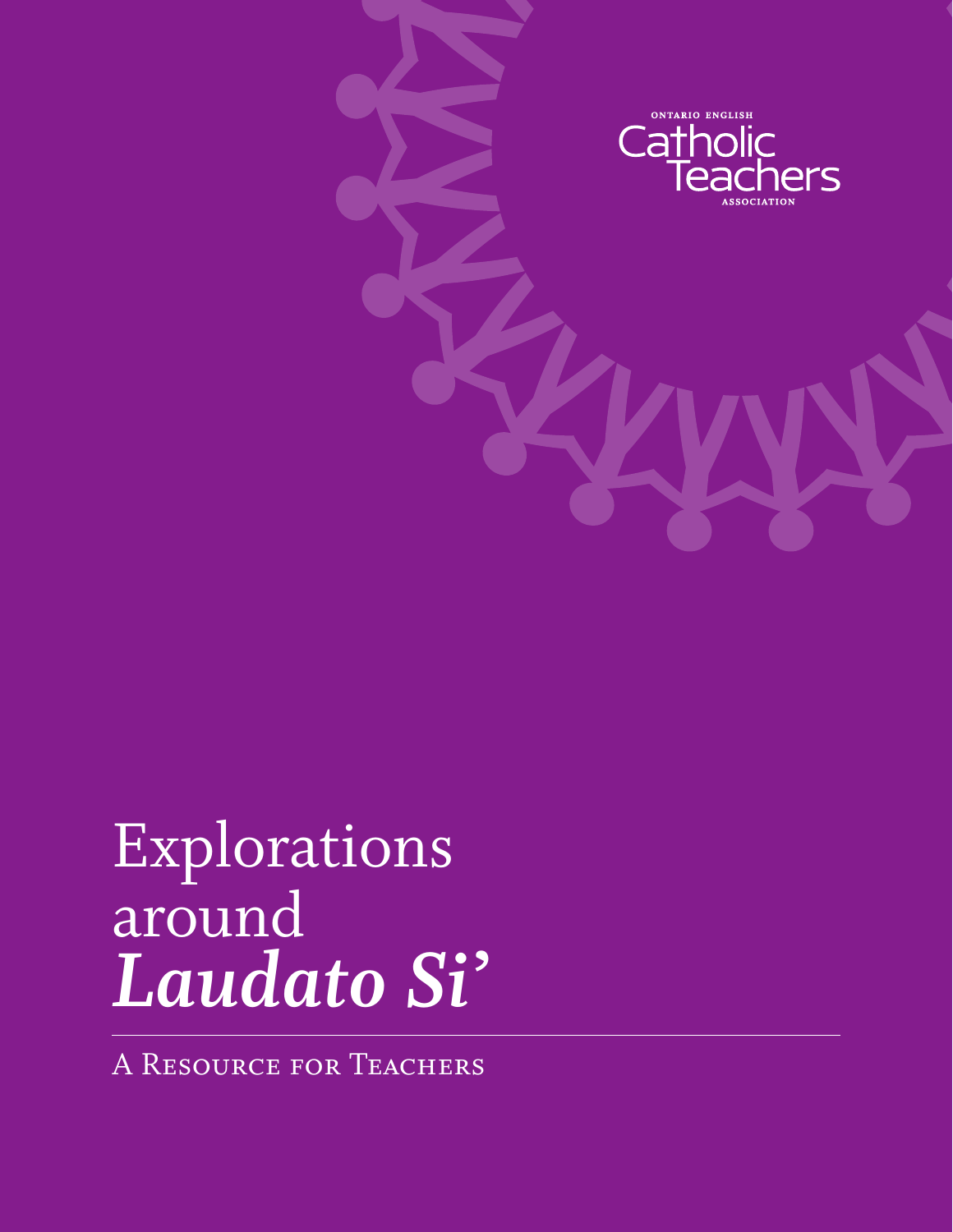ONTARIO ENGLISH
Catholic
Teachers
ASSOCIATION

# Explorations around *Laudato Si'*

A Resource for Teachers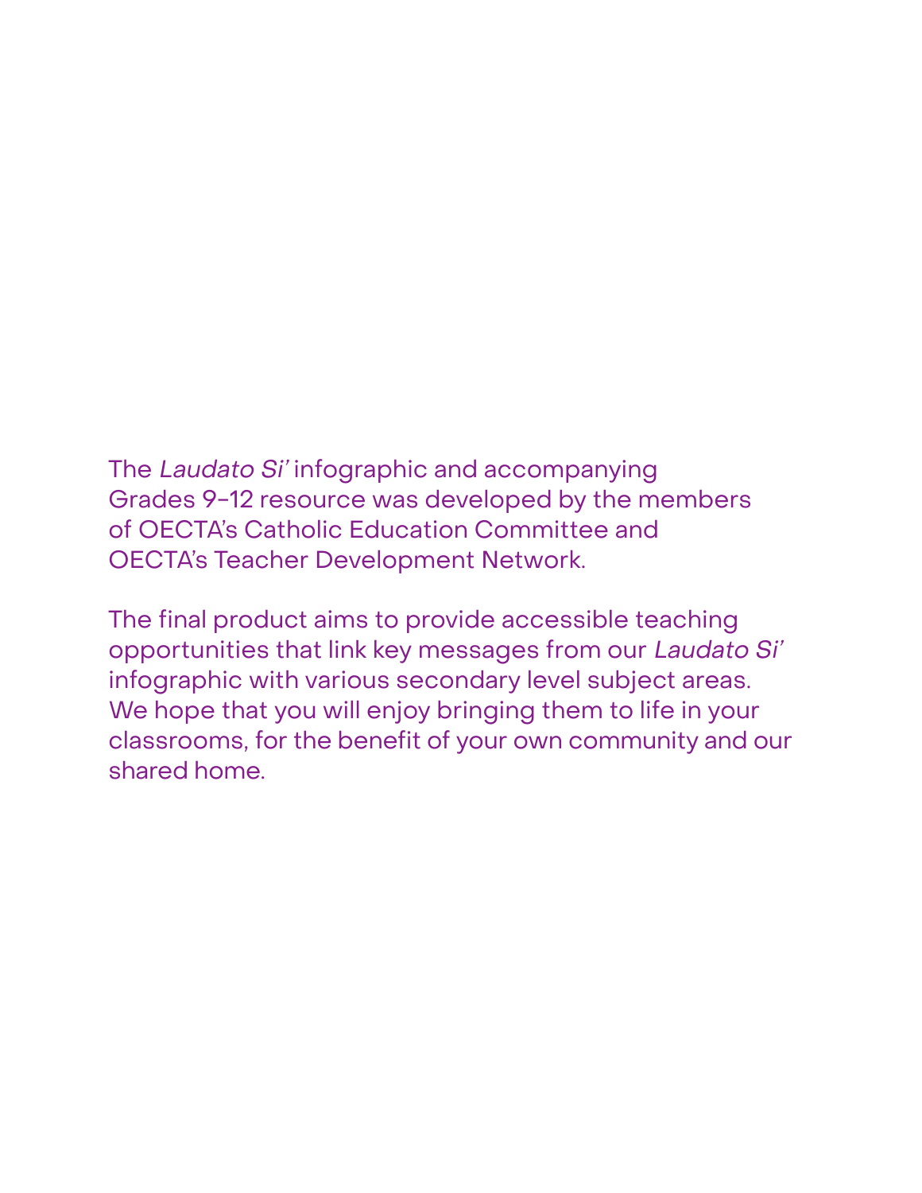The *Laudato Si'* infographic and accompanying Grades 9-12 resource was developed by the members of OECTA's Catholic Education Committee and OECTA's Teacher Development Network.

The final product aims to provide accessible teaching opportunities that link key messages from our *Laudato Si'* infographic with various secondary level subject areas. We hope that you will enjoy bringing them to life in your classrooms, for the benefit of your own community and our shared home.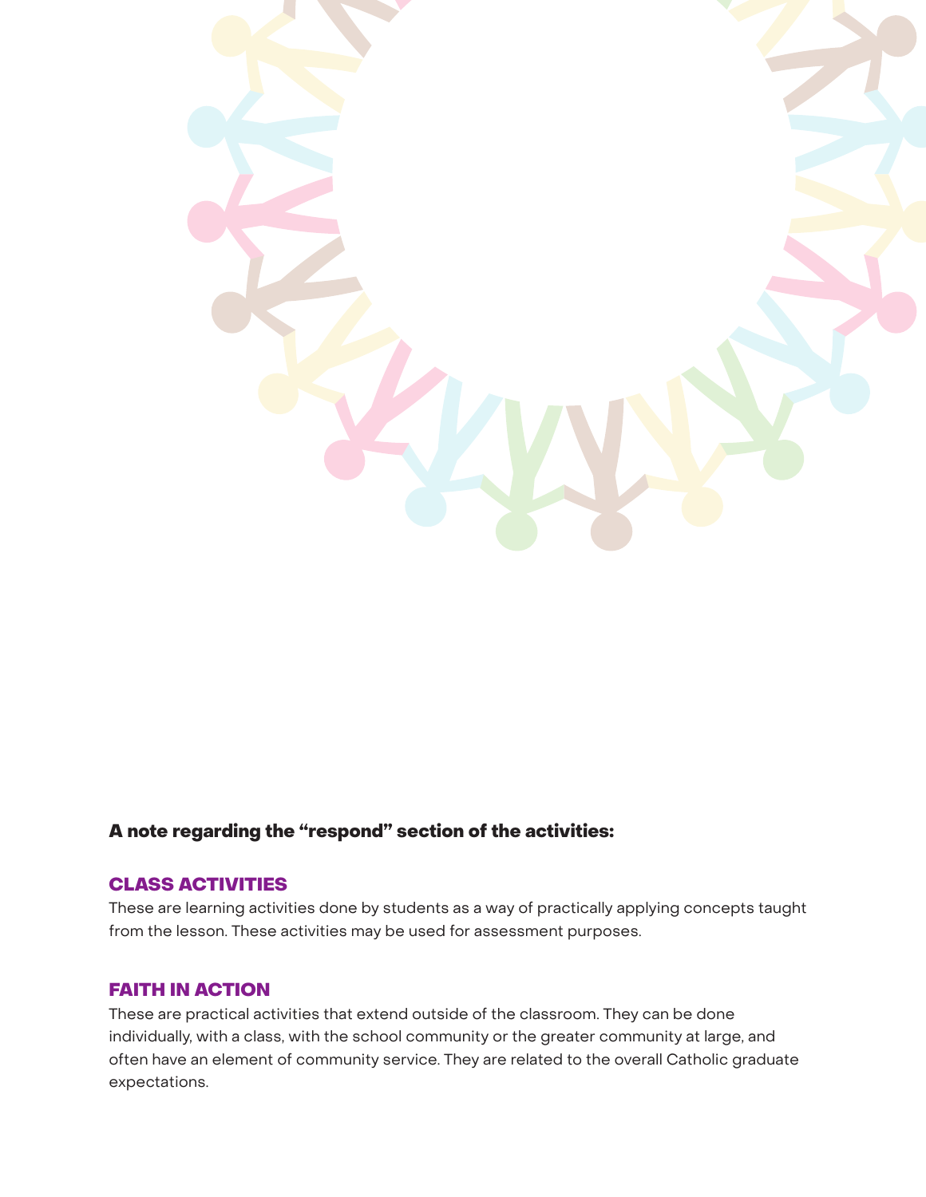**A note regarding the "respond" section of the activities:**

## CLASS ACTIVITIES

These are learning activities done by students as a way of practically applying concepts taught from the lesson. These activities may be used for assessment purposes.

## FAITH IN ACTION

These are practical activities that extend outside of the classroom. They can be done individually, with a class, with the school community or the greater community at large, and often have an element of community service. They are related to the overall Catholic graduate expectations.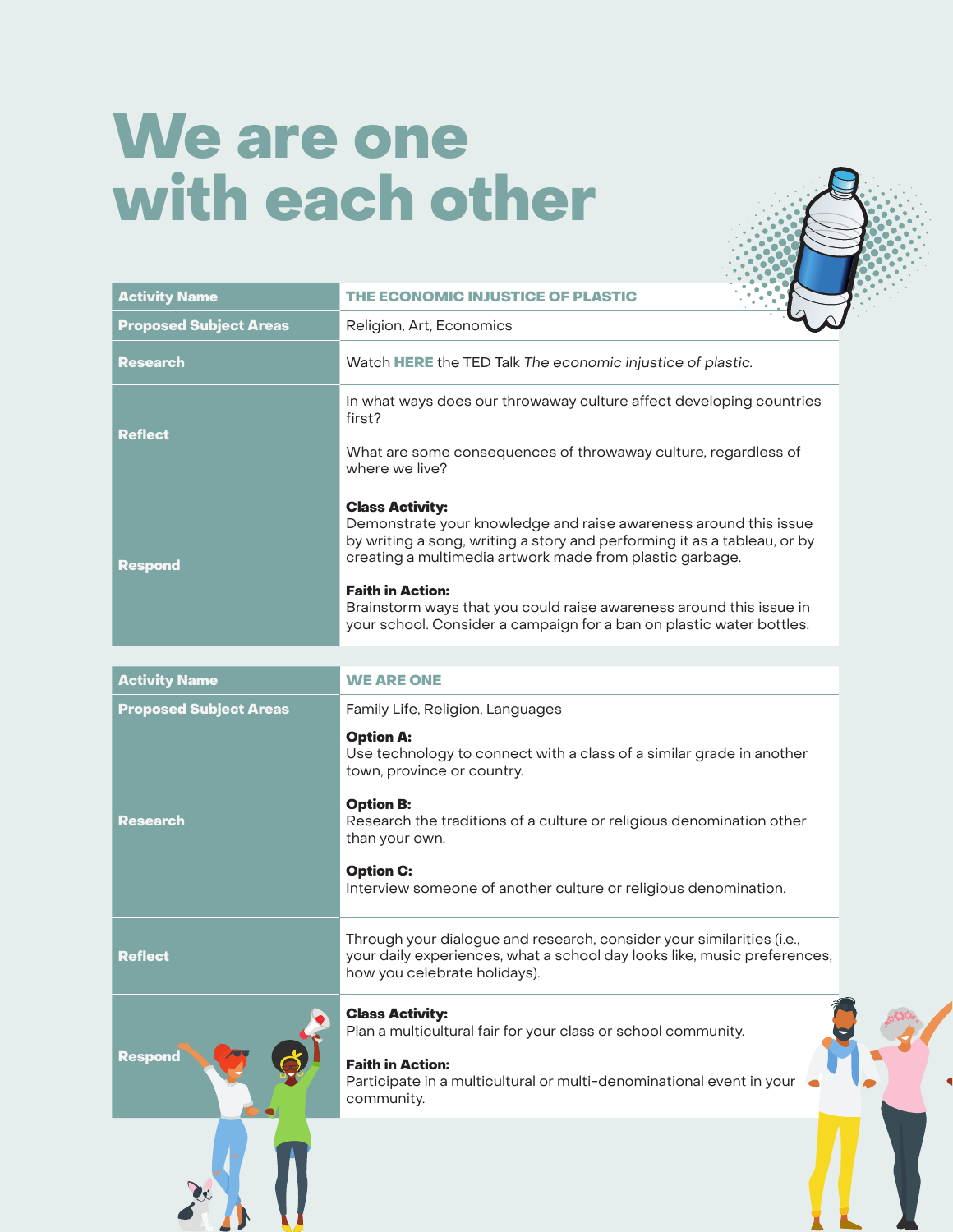# We are one with each other

| Activity Name | THE ECONOMIC INJUSTICE OF PLASTIC |
| --- | --- |
| Proposed Subject Areas | Religion, Art, Economics |
| Research | Watch **HERE** the TED Talk *The economic injustice of plastic.* |
| Reflect | In what ways does our throwaway culture affect developing countries first?<br><br>What are some consequences of throwaway culture, regardless of where we live? |
| Respond | **Class Activity:**<br>Demonstrate your knowledge and raise awareness around this issue by writing a song, writing a story and performing it as a tableau, or by creating a multimedia artwork made from plastic garbage.<br><br>**Faith in Action:**<br>Brainstorm ways that you could raise awareness around this issue in your school. Consider a campaign for a ban on plastic water bottles. |

| Activity Name | WE ARE ONE |
| --- | --- |
| Proposed Subject Areas | Family Life, Religion, Languages |
| Research | **Option A:**<br>Use technology to connect with a class of a similar grade in another town, province or country.<br><br>**Option B:**<br>Research the traditions of a culture or religious denomination other than your own.<br><br>**Option C:**<br>Interview someone of another culture or religious denomination. |
| Reflect | Through your dialogue and research, consider your similarities (i.e., your daily experiences, what a school day looks like, music preferences, how you celebrate holidays). |
| Respond | **Class Activity:**<br>Plan a multicultural fair for your class or school community.<br><br>**Faith in Action:**<br>Participate in a multicultural or multi-denominational event in your community. |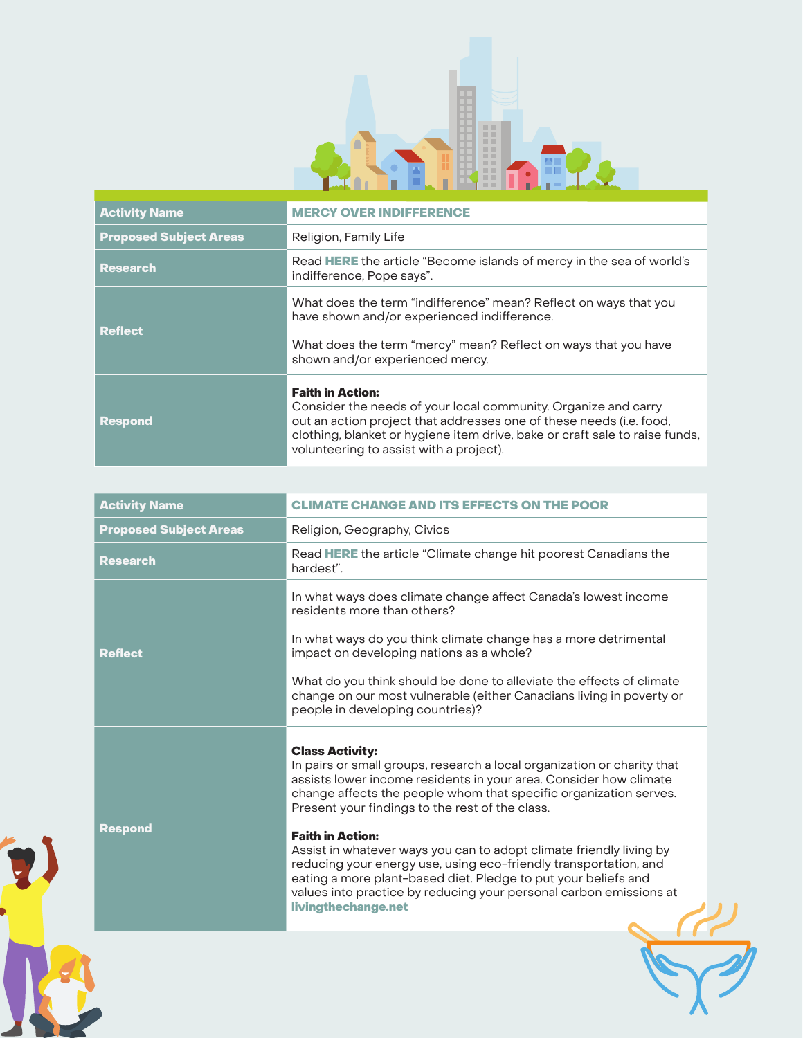| Activity Name | MERCY OVER INDIFFERENCE |
| --- | --- |
| Proposed Subject Areas | Religion, Family Life |
| Research | Read **HERE** the article "Become islands of mercy in the sea of world's indifference, Pope says". |
| Reflect | What does the term "indifference" mean? Reflect on ways that you have shown and/or experienced indifference.<br><br>What does the term "mercy" mean? Reflect on ways that you have shown and/or experienced mercy. |
| Respond | **Faith in Action:**<br>Consider the needs of your local community. Organize and carry out an action project that addresses one of these needs (i.e. food, clothing, blanket or hygiene item drive, bake or craft sale to raise funds, volunteering to assist with a project). |

| Activity Name | CLIMATE CHANGE AND ITS EFFECTS ON THE POOR |
| --- | --- |
| Proposed Subject Areas | Religion, Geography, Civics |
| Research | Read **HERE** the article "Climate change hit poorest Canadians the hardest". |
| Reflect | In what ways does climate change affect Canada's lowest income residents more than others?<br><br>In what ways do you think climate change has a more detrimental impact on developing nations as a whole?<br><br>What do you think should be done to alleviate the effects of climate change on our most vulnerable (either Canadians living in poverty or people in developing countries)? |
| Respond | **Class Activity:**<br>In pairs or small groups, research a local organization or charity that assists lower income residents in your area. Consider how climate change affects the people whom that specific organization serves. Present your findings to the rest of the class.<br><br>**Faith in Action:**<br>Assist in whatever ways you can to adopt climate friendly living by reducing your energy use, using eco-friendly transportation, and eating a more plant-based diet. Pledge to put your beliefs and values into practice by reducing your personal carbon emissions at **livingthechange.net** |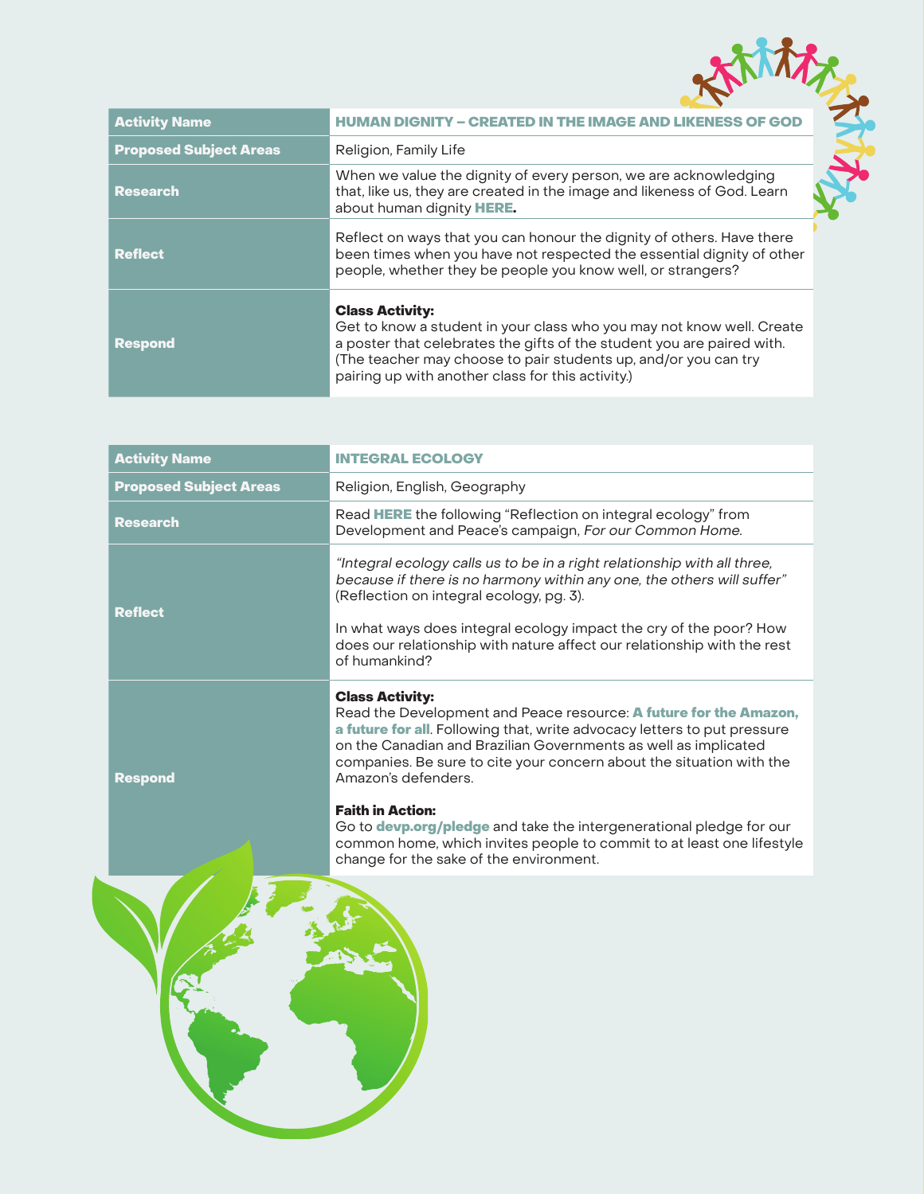| Activity Name | HUMAN DIGNITY – CREATED IN THE IMAGE AND LIKENESS OF GOD |
|---|---|
| Proposed Subject Areas | Religion, Family Life |
| Research | When we value the dignity of every person, we are acknowledging that, like us, they are created in the image and likeness of God. Learn about human dignity **HERE**. |
| Reflect | Reflect on ways that you can honour the dignity of others. Have there been times when you have not respected the essential dignity of other people, whether they be people you know well, or strangers? |
| Respond | **Class Activity:** Get to know a student in your class who you may not know well. Create a poster that celebrates the gifts of the student you are paired with. (The teacher may choose to pair students up, and/or you can try pairing up with another class for this activity.) |

| Activity Name | INTEGRAL ECOLOGY |
|---|---|
| Proposed Subject Areas | Religion, English, Geography |
| Research | Read **HERE** the following "Reflection on integral ecology" from Development and Peace's campaign, *For our Common Home*. |
| Reflect | *"Integral ecology calls us to be in a right relationship with all three, because if there is no harmony within any one, the others will suffer"* (Reflection on integral ecology, pg. 3).<br><br>In what ways does integral ecology impact the cry of the poor? How does our relationship with nature affect our relationship with the rest of humankind? |
| Respond | **Class Activity:** Read the Development and Peace resource: **A future for the Amazon, a future for all**. Following that, write advocacy letters to put pressure on the Canadian and Brazilian Governments as well as implicated companies. Be sure to cite your concern about the situation with the Amazon's defenders.<br><br>**Faith in Action:** Go to **devp.org/pledge** and take the intergenerational pledge for our common home, which invites people to commit to at least one lifestyle change for the sake of the environment. |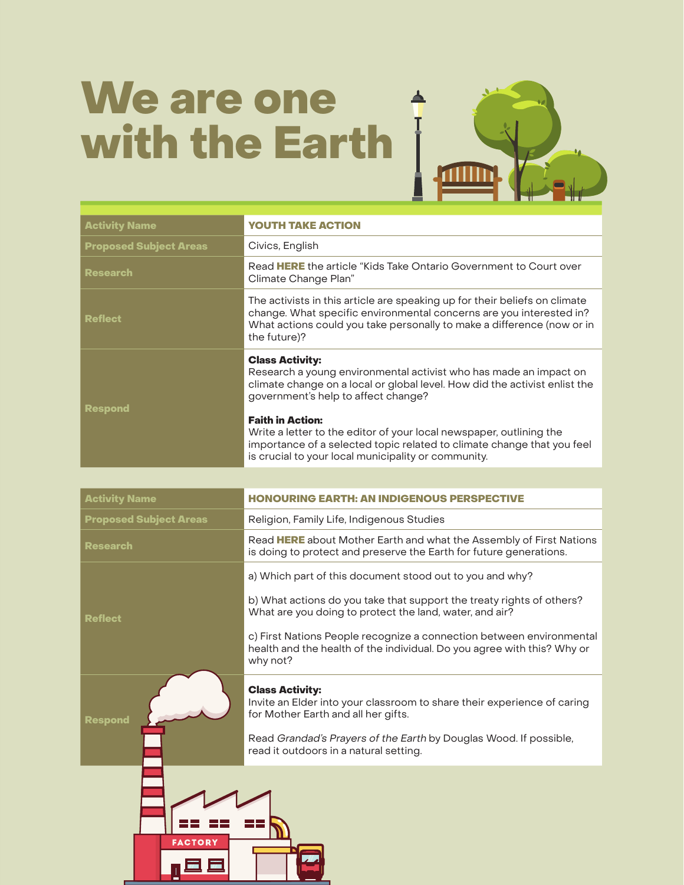# We are one with the Earth

| Activity Name | YOUTH TAKE ACTION |
|---|---|
| Proposed Subject Areas | Civics, English |
| Research | Read **HERE** the article "Kids Take Ontario Government to Court over Climate Change Plan" |
| Reflect | The activists in this article are speaking up for their beliefs on climate change. What specific environmental concerns are you interested in? What actions could you take personally to make a difference (now or in the future)? |
| Respond | **Class Activity:** Research a young environmental activist who has made an impact on climate change on a local or global level. How did the activist enlist the government's help to affect change?<br><br>**Faith in Action:** Write a letter to the editor of your local newspaper, outlining the importance of a selected topic related to climate change that you feel is crucial to your local municipality or community. |

| Activity Name | HONOURING EARTH: AN INDIGENOUS PERSPECTIVE |
|---|---|
| Proposed Subject Areas | Religion, Family Life, Indigenous Studies |
| Research | Read **HERE** about Mother Earth and what the Assembly of First Nations is doing to protect and preserve the Earth for future generations. |
| Reflect | a) Which part of this document stood out to you and why?<br><br>b) What actions do you take that support the treaty rights of others? What are you doing to protect the land, water, and air?<br><br>c) First Nations People recognize a connection between environmental health and the health of the individual. Do you agree with this? Why or why not? |
| Respond | **Class Activity:** Invite an Elder into your classroom to share their experience of caring for Mother Earth and all her gifts.<br><br>Read *Grandad's Prayers of the Earth* by Douglas Wood. If possible, read it outdoors in a natural setting. |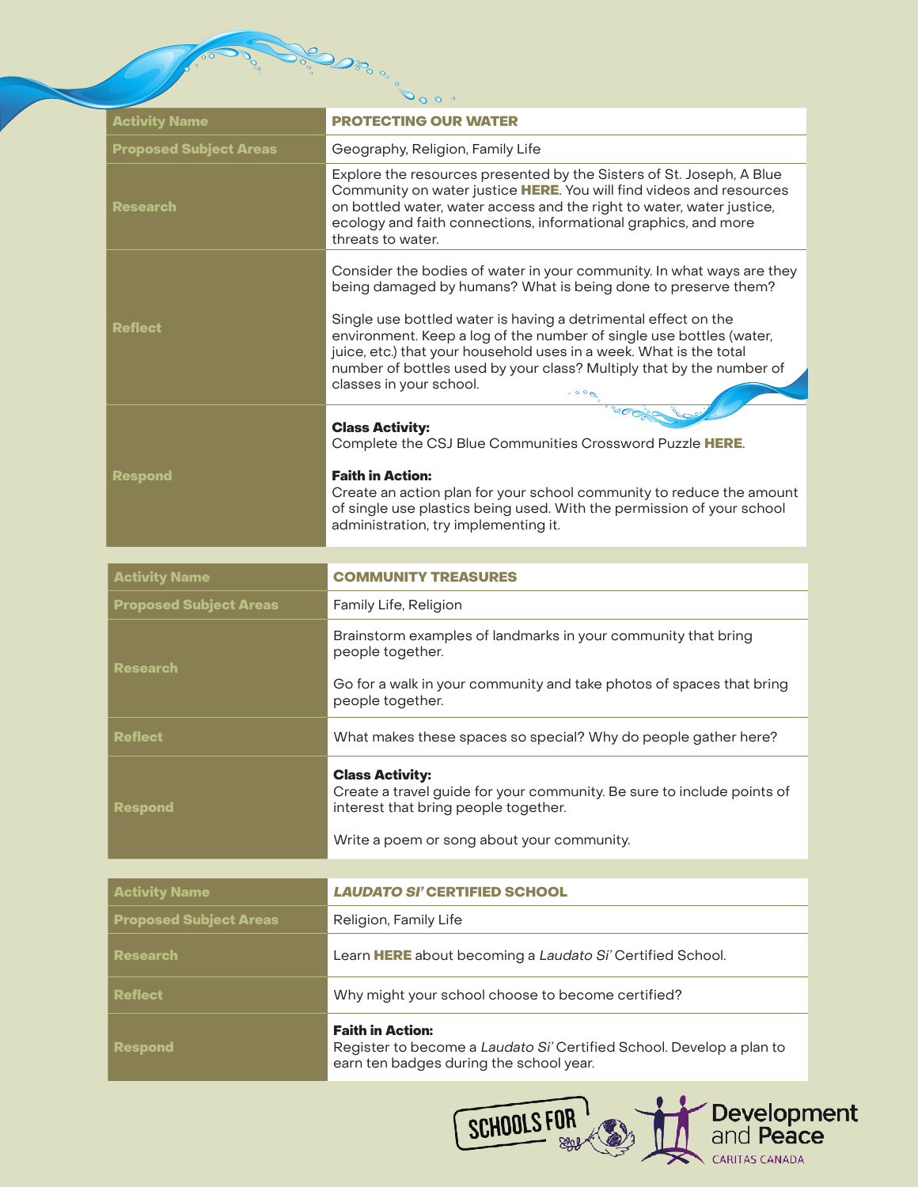| Activity Name | **PROTECTING OUR WATER** |
|---|---|
| Proposed Subject Areas | Geography, Religion, Family Life |
| Research | Explore the resources presented by the Sisters of St. Joseph, A Blue Community on water justice **HERE**. You will find videos and resources on bottled water, water access and the right to water, water justice, ecology and faith connections, informational graphics, and more threats to water. |
| Reflect | Consider the bodies of water in your community. In what ways are they being damaged by humans? What is being done to preserve them?<br><br>Single use bottled water is having a detrimental effect on the environment. Keep a log of the number of single use bottles (water, juice, etc.) that your household uses in a week. What is the total number of bottles used by your class? Multiply that by the number of classes in your school. |
| Respond | **Class Activity:**<br>Complete the CSJ Blue Communities Crossword Puzzle **HERE**.<br><br>**Faith in Action:**<br>Create an action plan for your school community to reduce the amount of single use plastics being used. With the permission of your school administration, try implementing it. |

| Activity Name | **COMMUNITY TREASURES** |
|---|---|
| Proposed Subject Areas | Family Life, Religion |
| Research | Brainstorm examples of landmarks in your community that bring people together.<br><br>Go for a walk in your community and take photos of spaces that bring people together. |
| Reflect | What makes these spaces so special? Why do people gather here? |
| Respond | **Class Activity:**<br>Create a travel guide for your community. Be sure to include points of interest that bring people together.<br><br>Write a poem or song about your community. |

| Activity Name | ***LAUDATO SI'* CERTIFIED SCHOOL** |
|---|---|
| Proposed Subject Areas | Religion, Family Life |
| Research | Learn **HERE** about becoming a *Laudato Si'* Certified School. |
| Reflect | Why might your school choose to become certified? |
| Respond | **Faith in Action:**<br>Register to become a *Laudato Si'* Certified School. Develop a plan to earn ten badges during the school year. |

SCHOOLS FOR Development and Peace CARITAS CANADA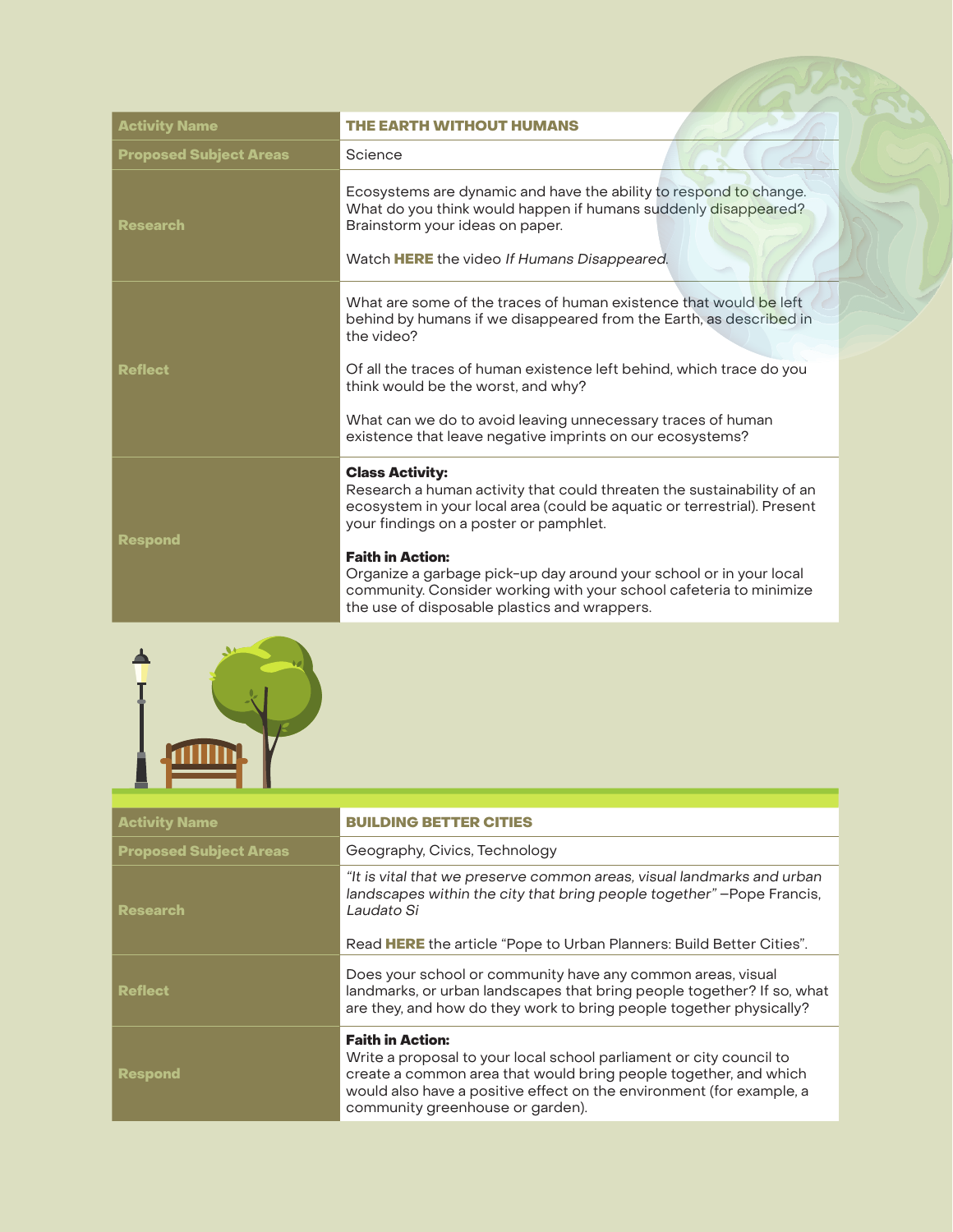| Activity Name | **THE EARTH WITHOUT HUMANS** |
| --- | --- |
| Proposed Subject Areas | Science |
| Research | Ecosystems are dynamic and have the ability to respond to change. What do you think would happen if humans suddenly disappeared? Brainstorm your ideas on paper.<br><br>Watch **HERE** the video *If Humans Disappeared*. |
| Reflect | What are some of the traces of human existence that would be left behind by humans if we disappeared from the Earth, as described in the video?<br><br>Of all the traces of human existence left behind, which trace do you think would be the worst, and why?<br><br>What can we do to avoid leaving unnecessary traces of human existence that leave negative imprints on our ecosystems? |
| Respond | **Class Activity:**<br>Research a human activity that could threaten the sustainability of an ecosystem in your local area (could be aquatic or terrestrial). Present your findings on a poster or pamphlet.<br><br>**Faith in Action:**<br>Organize a garbage pick-up day around your school or in your local community. Consider working with your school cafeteria to minimize the use of disposable plastics and wrappers. |

| Activity Name | **BUILDING BETTER CITIES** |
| --- | --- |
| Proposed Subject Areas | Geography, Civics, Technology |
| Research | *"It is vital that we preserve common areas, visual landmarks and urban landscapes within the city that bring people together"* –Pope Francis, *Laudato Si*<br><br>Read **HERE** the article "Pope to Urban Planners: Build Better Cities". |
| Reflect | Does your school or community have any common areas, visual landmarks, or urban landscapes that bring people together? If so, what are they, and how do they work to bring people together physically? |
| Respond | **Faith in Action:**<br>Write a proposal to your local school parliament or city council to create a common area that would bring people together, and which would also have a positive effect on the environment (for example, a community greenhouse or garden). |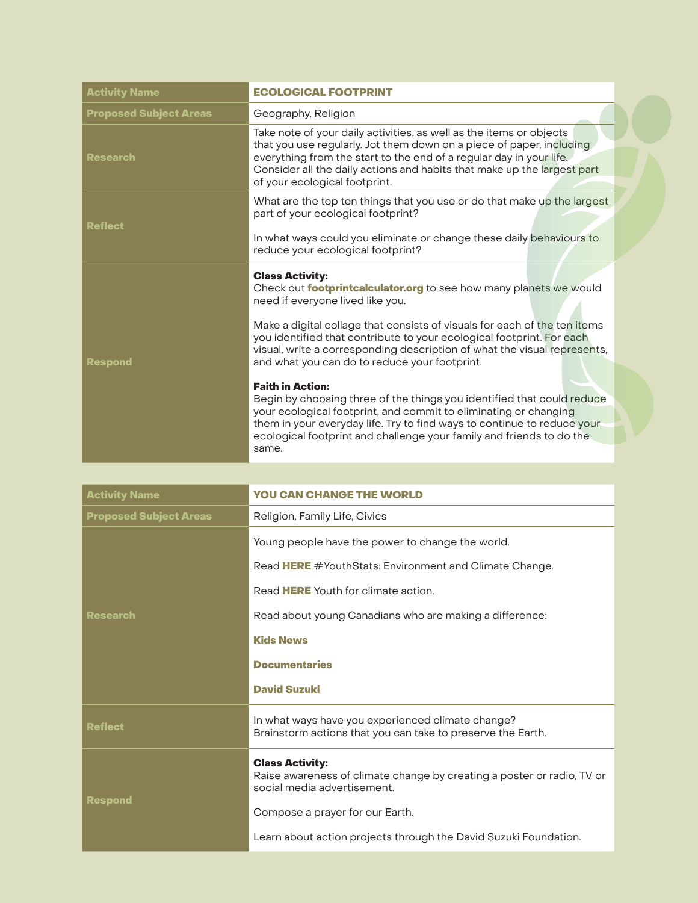| Activity Name | ECOLOGICAL FOOTPRINT |
| --- | --- |
| Proposed Subject Areas | Geography, Religion |
| Research | Take note of your daily activities, as well as the items or objects that you use regularly. Jot them down on a piece of paper, including everything from the start to the end of a regular day in your life. Consider all the daily actions and habits that make up the largest part of your ecological footprint. |
| Reflect | What are the top ten things that you use or do that make up the largest part of your ecological footprint?<br><br>In what ways could you eliminate or change these daily behaviours to reduce your ecological footprint? |
| Respond | **Class Activity:**<br>Check out **footprintcalculator.org** to see how many planets we would need if everyone lived like you.<br><br>Make a digital collage that consists of visuals for each of the ten items you identified that contribute to your ecological footprint. For each visual, write a corresponding description of what the visual represents, and what you can do to reduce your footprint.<br><br>**Faith in Action:**<br>Begin by choosing three of the things you identified that could reduce your ecological footprint, and commit to eliminating or changing them in your everyday life. Try to find ways to continue to reduce your ecological footprint and challenge your family and friends to do the same. |

| Activity Name | YOU CAN CHANGE THE WORLD |
| --- | --- |
| Proposed Subject Areas | Religion, Family Life, Civics |
| Research | Young people have the power to change the world.<br><br>Read **HERE** #YouthStats: Environment and Climate Change.<br><br>Read **HERE** Youth for climate action.<br><br>Read about young Canadians who are making a difference:<br><br>**Kids News**<br><br>**Documentaries**<br><br>**David Suzuki** |
| Reflect | In what ways have you experienced climate change?<br>Brainstorm actions that you can take to preserve the Earth. |
| Respond | **Class Activity:**<br>Raise awareness of climate change by creating a poster or radio, TV or social media advertisement.<br><br>Compose a prayer for our Earth.<br><br>Learn about action projects through the David Suzuki Foundation. |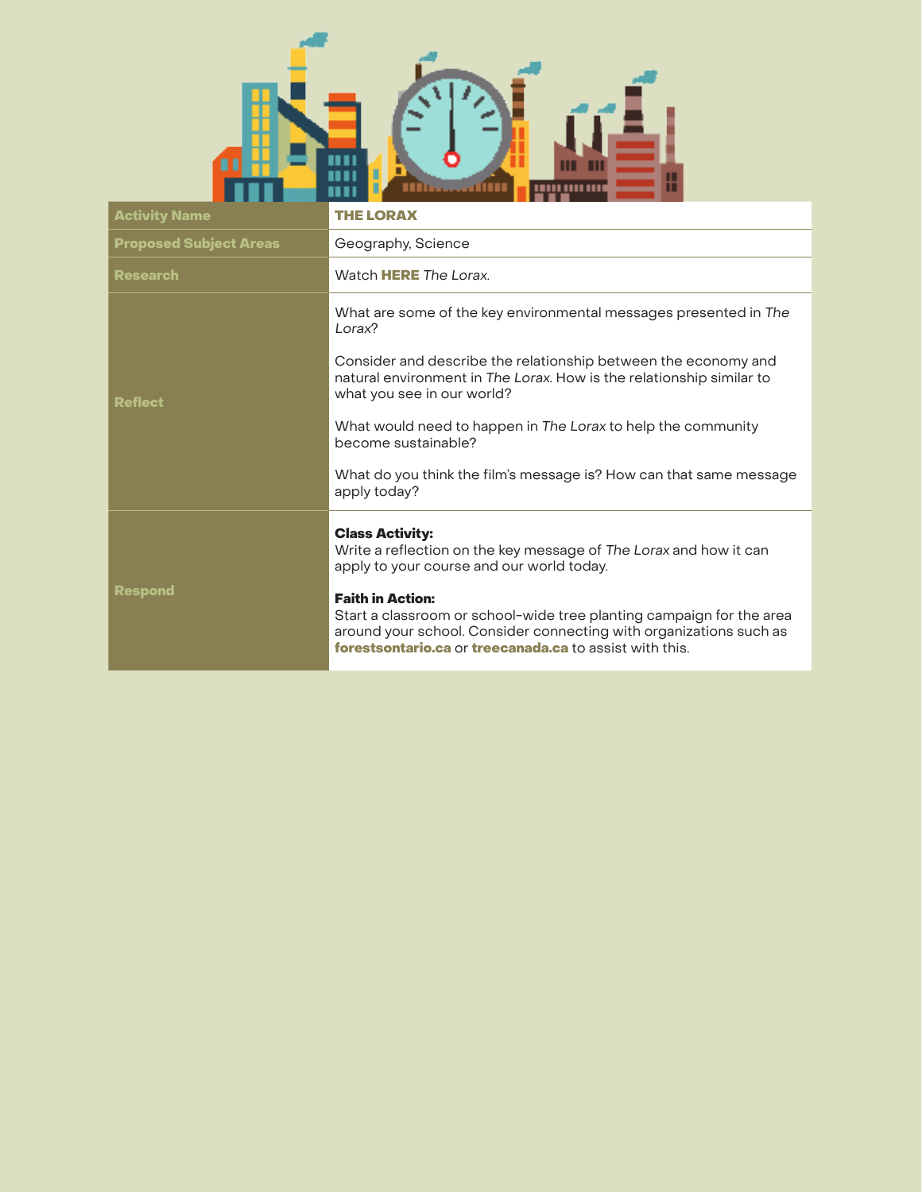| Activity Name | **THE LORAX** |
|---|---|
| Proposed Subject Areas | Geography, Science |
| Research | Watch **HERE** *The Lorax*. |
| Reflect | What are some of the key environmental messages presented in *The Lorax*?<br><br>Consider and describe the relationship between the economy and natural environment in *The Lorax*. How is the relationship similar to what you see in our world?<br><br>What would need to happen in *The Lorax* to help the community become sustainable?<br><br>What do you think the film's message is? How can that same message apply today? |
| Respond | **Class Activity:**<br>Write a reflection on the key message of *The Lorax* and how it can apply to your course and our world today.<br><br>**Faith in Action:**<br>Start a classroom or school-wide tree planting campaign for the area around your school. Consider connecting with organizations such as **forestsontario.ca** or **treecanada.ca** to assist with this. |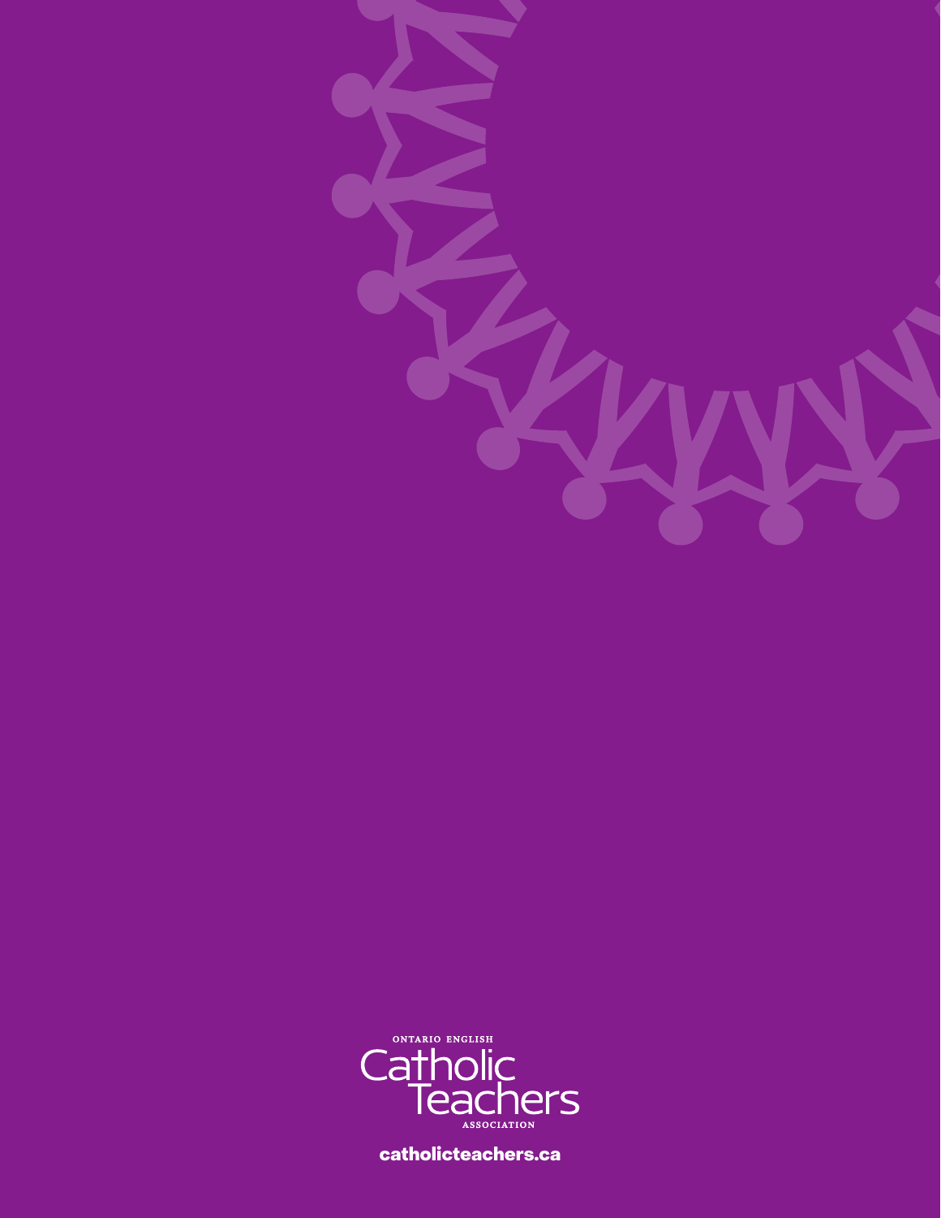ONTARIO ENGLISH
Catholic
Teachers
ASSOCIATION

catholicteachers.ca